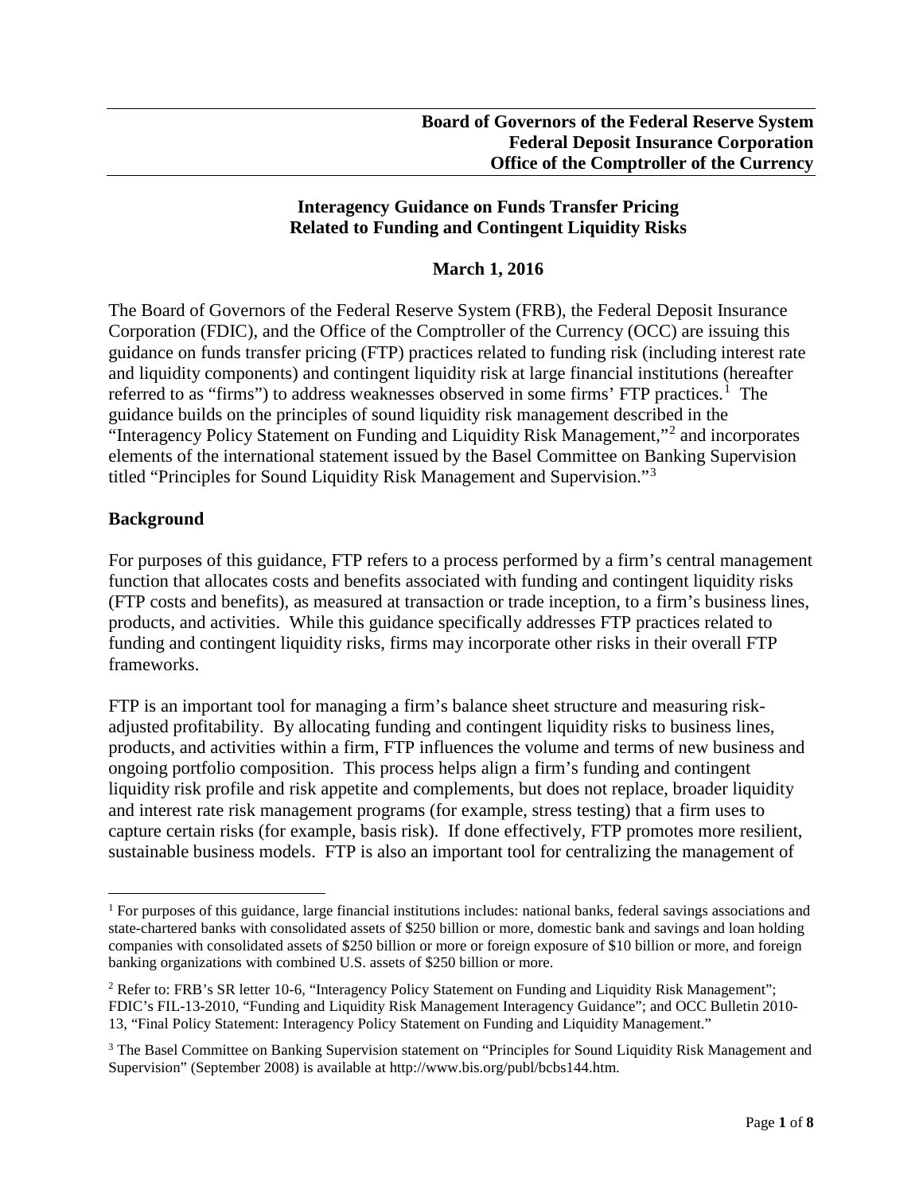**Board of Governors of the Federal Reserve System**
**Federal Deposit Insurance Corporation**
**Office of the Comptroller of the Currency**

# Interagency Guidance on Funds Transfer Pricing Related to Funding and Contingent Liquidity Risks

**March 1, 2016**

The Board of Governors of the Federal Reserve System (FRB), the Federal Deposit Insurance Corporation (FDIC), and the Office of the Comptroller of the Currency (OCC) are issuing this guidance on funds transfer pricing (FTP) practices related to funding risk (including interest rate and liquidity components) and contingent liquidity risk at large financial institutions (hereafter referred to as "firms") to address weaknesses observed in some firms' FTP practices.[1] The guidance builds on the principles of sound liquidity risk management described in the "Interagency Policy Statement on Funding and Liquidity Risk Management,"[2] and incorporates elements of the international statement issued by the Basel Committee on Banking Supervision titled "Principles for Sound Liquidity Risk Management and Supervision."[3]

## Background

For purposes of this guidance, FTP refers to a process performed by a firm's central management function that allocates costs and benefits associated with funding and contingent liquidity risks (FTP costs and benefits), as measured at transaction or trade inception, to a firm's business lines, products, and activities. While this guidance specifically addresses FTP practices related to funding and contingent liquidity risks, firms may incorporate other risks in their overall FTP frameworks.

FTP is an important tool for managing a firm's balance sheet structure and measuring risk-adjusted profitability. By allocating funding and contingent liquidity risks to business lines, products, and activities within a firm, FTP influences the volume and terms of new business and ongoing portfolio composition. This process helps align a firm's funding and contingent liquidity risk profile and risk appetite and complements, but does not replace, broader liquidity and interest rate risk management programs (for example, stress testing) that a firm uses to capture certain risks (for example, basis risk). If done effectively, FTP promotes more resilient, sustainable business models. FTP is also an important tool for centralizing the management of

---

[1] For purposes of this guidance, large financial institutions includes: national banks, federal savings associations and state-chartered banks with consolidated assets of $250 billion or more, domestic bank and savings and loan holding companies with consolidated assets of $250 billion or more or foreign exposure of $10 billion or more, and foreign banking organizations with combined U.S. assets of $250 billion or more.

[2] Refer to: FRB's SR letter 10-6, "Interagency Policy Statement on Funding and Liquidity Risk Management"; FDIC's FIL-13-2010, "Funding and Liquidity Risk Management Interagency Guidance"; and OCC Bulletin 2010-13, "Final Policy Statement: Interagency Policy Statement on Funding and Liquidity Management."

[3] The Basel Committee on Banking Supervision statement on "Principles for Sound Liquidity Risk Management and Supervision" (September 2008) is available at http://www.bis.org/publ/bcbs144.htm.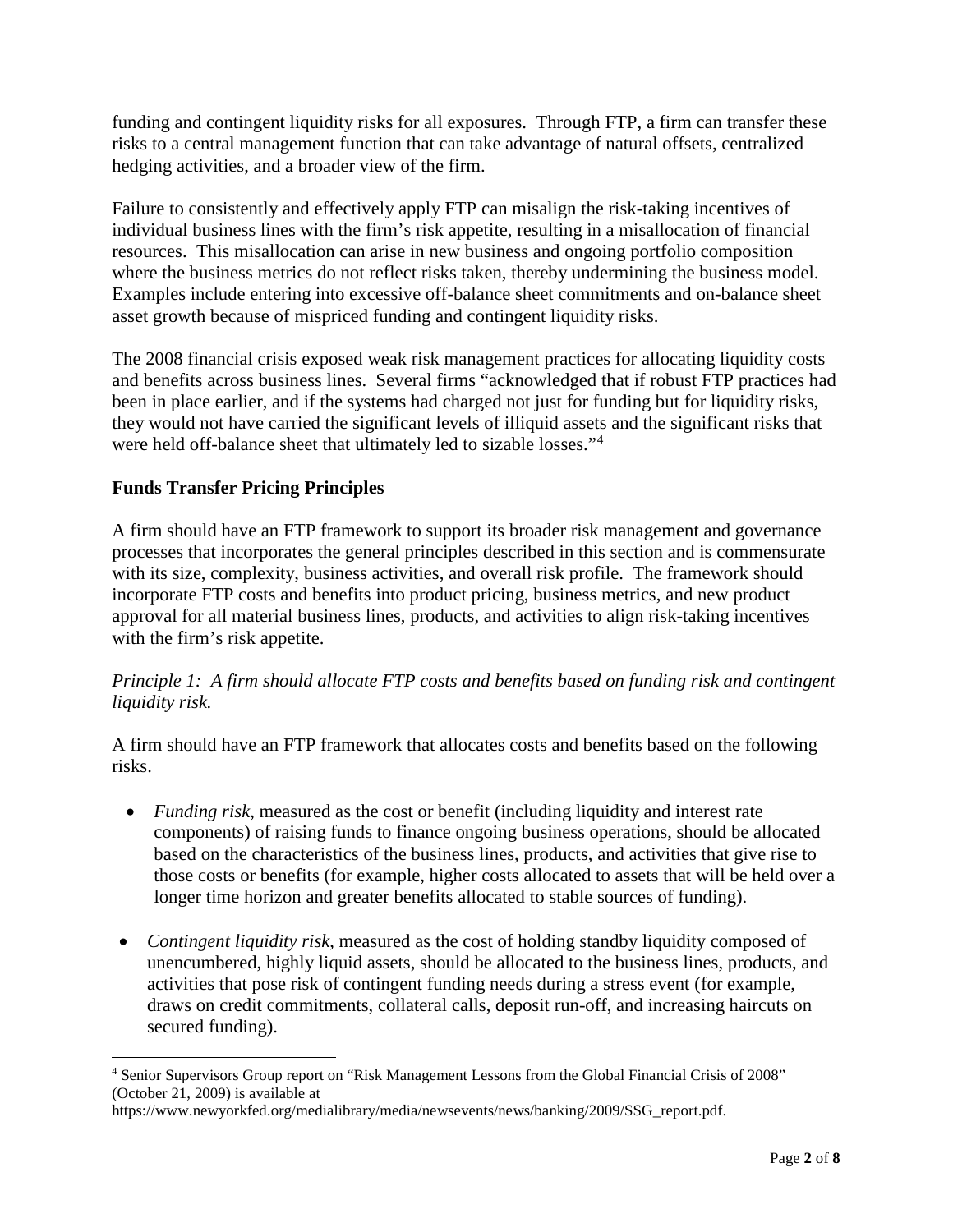funding and contingent liquidity risks for all exposures. Through FTP, a firm can transfer these risks to a central management function that can take advantage of natural offsets, centralized hedging activities, and a broader view of the firm.

Failure to consistently and effectively apply FTP can misalign the risk-taking incentives of individual business lines with the firm's risk appetite, resulting in a misallocation of financial resources. This misallocation can arise in new business and ongoing portfolio composition where the business metrics do not reflect risks taken, thereby undermining the business model. Examples include entering into excessive off-balance sheet commitments and on-balance sheet asset growth because of mispriced funding and contingent liquidity risks.

The 2008 financial crisis exposed weak risk management practices for allocating liquidity costs and benefits across business lines. Several firms "acknowledged that if robust FTP practices had been in place earlier, and if the systems had charged not just for funding but for liquidity risks, they would not have carried the significant levels of illiquid assets and the significant risks that were held off-balance sheet that ultimately led to sizable losses."[4]

## Funds Transfer Pricing Principles

A firm should have an FTP framework to support its broader risk management and governance processes that incorporates the general principles described in this section and is commensurate with its size, complexity, business activities, and overall risk profile. The framework should incorporate FTP costs and benefits into product pricing, business metrics, and new product approval for all material business lines, products, and activities to align risk-taking incentives with the firm's risk appetite.

*Principle 1: A firm should allocate FTP costs and benefits based on funding risk and contingent liquidity risk.*

A firm should have an FTP framework that allocates costs and benefits based on the following risks.

- *Funding risk*, measured as the cost or benefit (including liquidity and interest rate components) of raising funds to finance ongoing business operations, should be allocated based on the characteristics of the business lines, products, and activities that give rise to those costs or benefits (for example, higher costs allocated to assets that will be held over a longer time horizon and greater benefits allocated to stable sources of funding).

- *Contingent liquidity risk*, measured as the cost of holding standby liquidity composed of unencumbered, highly liquid assets, should be allocated to the business lines, products, and activities that pose risk of contingent funding needs during a stress event (for example, draws on credit commitments, collateral calls, deposit run-off, and increasing haircuts on secured funding).

[4] Senior Supervisors Group report on "Risk Management Lessons from the Global Financial Crisis of 2008" (October 21, 2009) is available at https://www.newyorkfed.org/medialibrary/media/newsevents/news/banking/2009/SSG_report.pdf.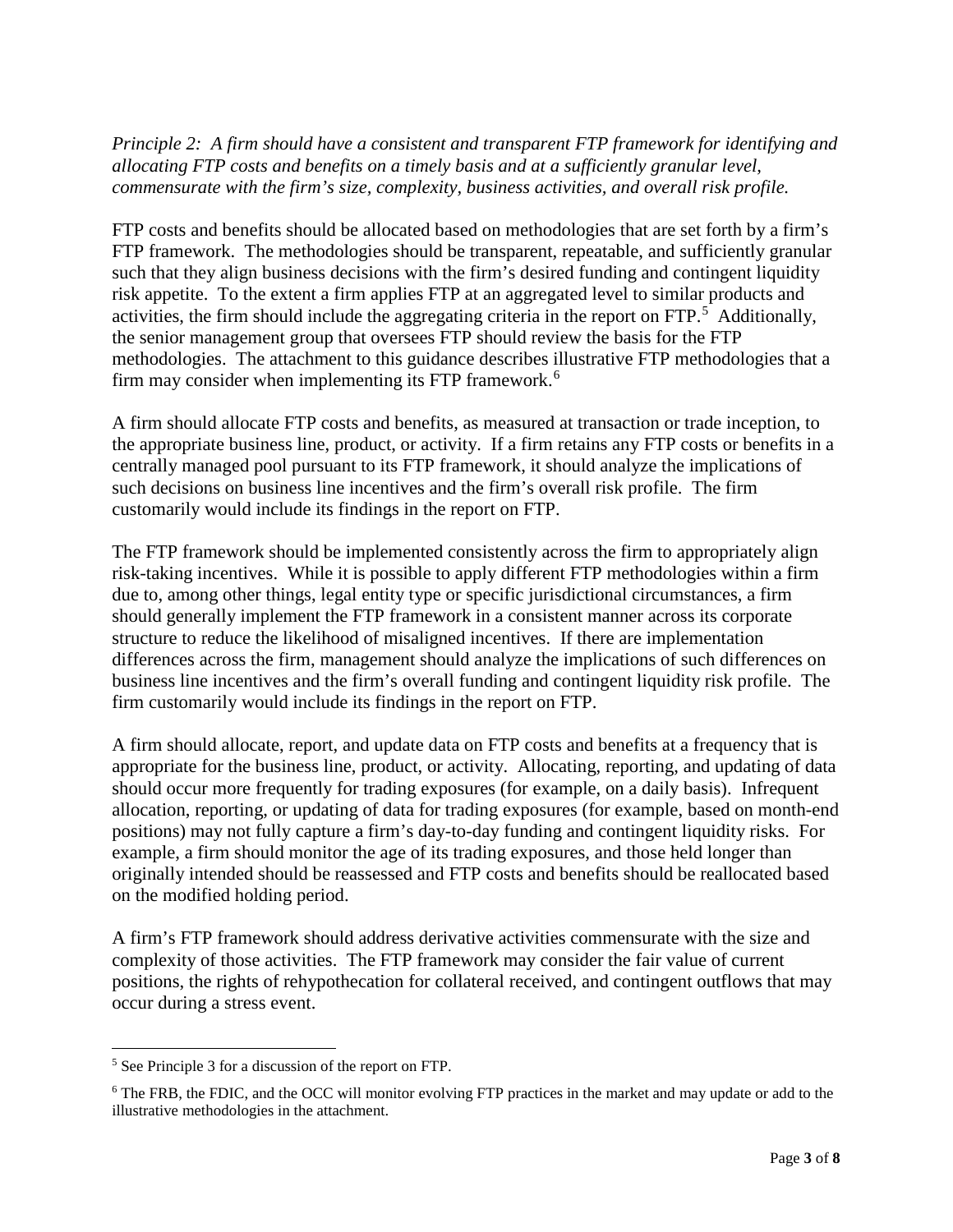*Principle 2: A firm should have a consistent and transparent FTP framework for identifying and allocating FTP costs and benefits on a timely basis and at a sufficiently granular level, commensurate with the firm's size, complexity, business activities, and overall risk profile.*

FTP costs and benefits should be allocated based on methodologies that are set forth by a firm's FTP framework. The methodologies should be transparent, repeatable, and sufficiently granular such that they align business decisions with the firm's desired funding and contingent liquidity risk appetite. To the extent a firm applies FTP at an aggregated level to similar products and activities, the firm should include the aggregating criteria in the report on FTP.[5] Additionally, the senior management group that oversees FTP should review the basis for the FTP methodologies. The attachment to this guidance describes illustrative FTP methodologies that a firm may consider when implementing its FTP framework.[6]

A firm should allocate FTP costs and benefits, as measured at transaction or trade inception, to the appropriate business line, product, or activity. If a firm retains any FTP costs or benefits in a centrally managed pool pursuant to its FTP framework, it should analyze the implications of such decisions on business line incentives and the firm's overall risk profile. The firm customarily would include its findings in the report on FTP.

The FTP framework should be implemented consistently across the firm to appropriately align risk-taking incentives. While it is possible to apply different FTP methodologies within a firm due to, among other things, legal entity type or specific jurisdictional circumstances, a firm should generally implement the FTP framework in a consistent manner across its corporate structure to reduce the likelihood of misaligned incentives. If there are implementation differences across the firm, management should analyze the implications of such differences on business line incentives and the firm's overall funding and contingent liquidity risk profile. The firm customarily would include its findings in the report on FTP.

A firm should allocate, report, and update data on FTP costs and benefits at a frequency that is appropriate for the business line, product, or activity. Allocating, reporting, and updating of data should occur more frequently for trading exposures (for example, on a daily basis). Infrequent allocation, reporting, or updating of data for trading exposures (for example, based on month-end positions) may not fully capture a firm's day-to-day funding and contingent liquidity risks. For example, a firm should monitor the age of its trading exposures, and those held longer than originally intended should be reassessed and FTP costs and benefits should be reallocated based on the modified holding period.

A firm's FTP framework should address derivative activities commensurate with the size and complexity of those activities. The FTP framework may consider the fair value of current positions, the rights of rehypothecation for collateral received, and contingent outflows that may occur during a stress event.

---

[5] See Principle 3 for a discussion of the report on FTP.

[6] The FRB, the FDIC, and the OCC will monitor evolving FTP practices in the market and may update or add to the illustrative methodologies in the attachment.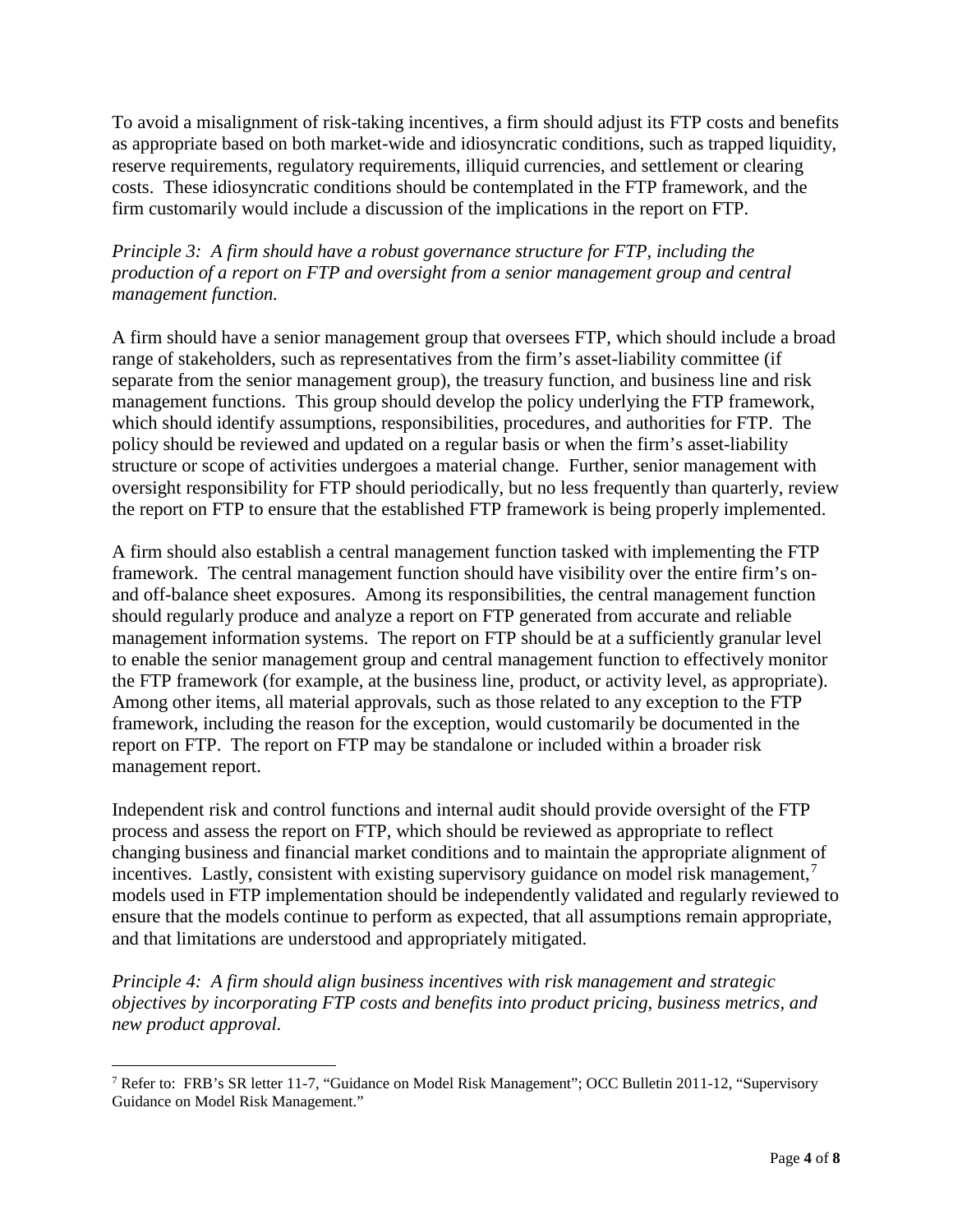To avoid a misalignment of risk-taking incentives, a firm should adjust its FTP costs and benefits as appropriate based on both market-wide and idiosyncratic conditions, such as trapped liquidity, reserve requirements, regulatory requirements, illiquid currencies, and settlement or clearing costs. These idiosyncratic conditions should be contemplated in the FTP framework, and the firm customarily would include a discussion of the implications in the report on FTP.

*Principle 3: A firm should have a robust governance structure for FTP, including the production of a report on FTP and oversight from a senior management group and central management function.*

A firm should have a senior management group that oversees FTP, which should include a broad range of stakeholders, such as representatives from the firm's asset-liability committee (if separate from the senior management group), the treasury function, and business line and risk management functions. This group should develop the policy underlying the FTP framework, which should identify assumptions, responsibilities, procedures, and authorities for FTP. The policy should be reviewed and updated on a regular basis or when the firm's asset-liability structure or scope of activities undergoes a material change. Further, senior management with oversight responsibility for FTP should periodically, but no less frequently than quarterly, review the report on FTP to ensure that the established FTP framework is being properly implemented.

A firm should also establish a central management function tasked with implementing the FTP framework. The central management function should have visibility over the entire firm's on- and off-balance sheet exposures. Among its responsibilities, the central management function should regularly produce and analyze a report on FTP generated from accurate and reliable management information systems. The report on FTP should be at a sufficiently granular level to enable the senior management group and central management function to effectively monitor the FTP framework (for example, at the business line, product, or activity level, as appropriate). Among other items, all material approvals, such as those related to any exception to the FTP framework, including the reason for the exception, would customarily be documented in the report on FTP. The report on FTP may be standalone or included within a broader risk management report.

Independent risk and control functions and internal audit should provide oversight of the FTP process and assess the report on FTP, which should be reviewed as appropriate to reflect changing business and financial market conditions and to maintain the appropriate alignment of incentives. Lastly, consistent with existing supervisory guidance on model risk management,[7] models used in FTP implementation should be independently validated and regularly reviewed to ensure that the models continue to perform as expected, that all assumptions remain appropriate, and that limitations are understood and appropriately mitigated.

*Principle 4: A firm should align business incentives with risk management and strategic objectives by incorporating FTP costs and benefits into product pricing, business metrics, and new product approval.*

---

[7] Refer to: FRB's SR letter 11-7, "Guidance on Model Risk Management"; OCC Bulletin 2011-12, "Supervisory Guidance on Model Risk Management."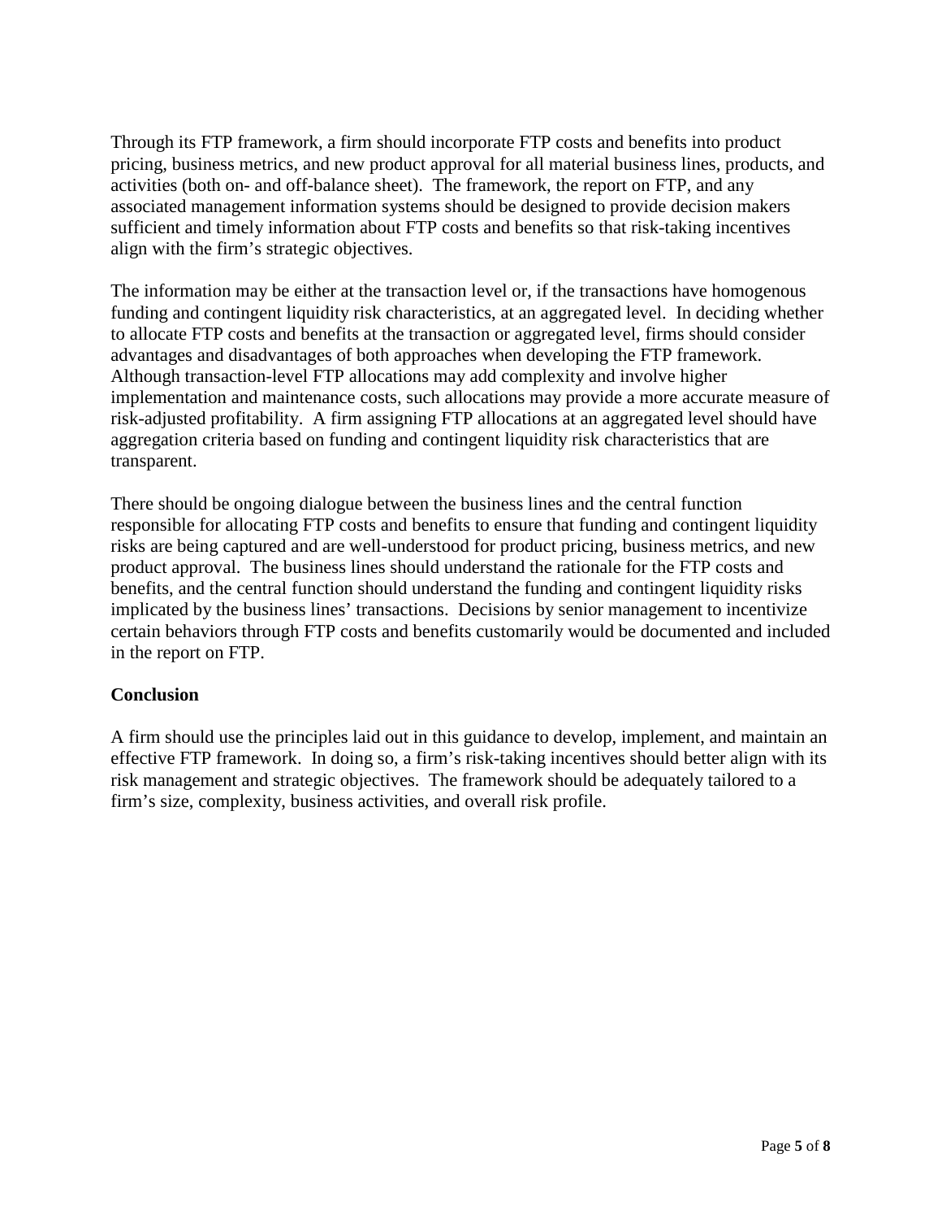Through its FTP framework, a firm should incorporate FTP costs and benefits into product pricing, business metrics, and new product approval for all material business lines, products, and activities (both on- and off-balance sheet). The framework, the report on FTP, and any associated management information systems should be designed to provide decision makers sufficient and timely information about FTP costs and benefits so that risk-taking incentives align with the firm's strategic objectives.

The information may be either at the transaction level or, if the transactions have homogenous funding and contingent liquidity risk characteristics, at an aggregated level. In deciding whether to allocate FTP costs and benefits at the transaction or aggregated level, firms should consider advantages and disadvantages of both approaches when developing the FTP framework. Although transaction-level FTP allocations may add complexity and involve higher implementation and maintenance costs, such allocations may provide a more accurate measure of risk-adjusted profitability. A firm assigning FTP allocations at an aggregated level should have aggregation criteria based on funding and contingent liquidity risk characteristics that are transparent.

There should be ongoing dialogue between the business lines and the central function responsible for allocating FTP costs and benefits to ensure that funding and contingent liquidity risks are being captured and are well-understood for product pricing, business metrics, and new product approval. The business lines should understand the rationale for the FTP costs and benefits, and the central function should understand the funding and contingent liquidity risks implicated by the business lines' transactions. Decisions by senior management to incentivize certain behaviors through FTP costs and benefits customarily would be documented and included in the report on FTP.

## Conclusion

A firm should use the principles laid out in this guidance to develop, implement, and maintain an effective FTP framework. In doing so, a firm's risk-taking incentives should better align with its risk management and strategic objectives. The framework should be adequately tailored to a firm's size, complexity, business activities, and overall risk profile.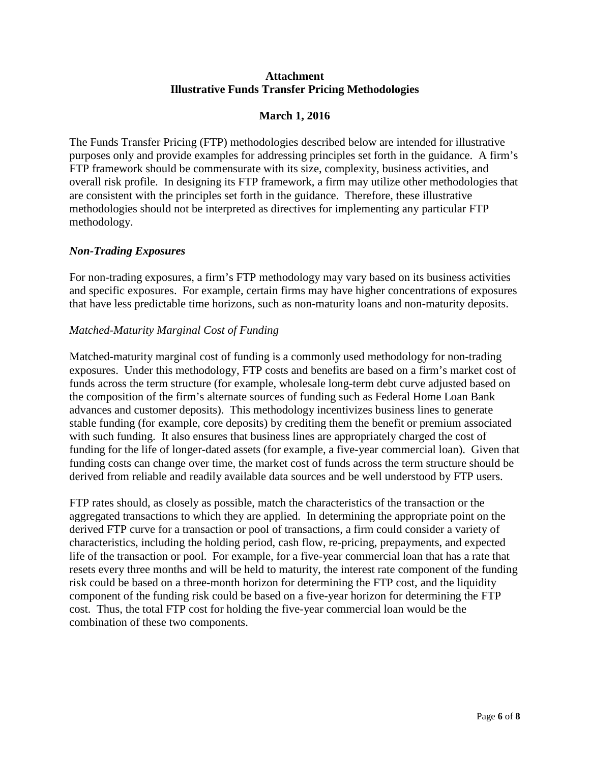**Attachment**
**Illustrative Funds Transfer Pricing Methodologies**

**March 1, 2016**

The Funds Transfer Pricing (FTP) methodologies described below are intended for illustrative purposes only and provide examples for addressing principles set forth in the guidance. A firm's FTP framework should be commensurate with its size, complexity, business activities, and overall risk profile. In designing its FTP framework, a firm may utilize other methodologies that are consistent with the principles set forth in the guidance. Therefore, these illustrative methodologies should not be interpreted as directives for implementing any particular FTP methodology.

***Non-Trading Exposures***

For non-trading exposures, a firm's FTP methodology may vary based on its business activities and specific exposures. For example, certain firms may have higher concentrations of exposures that have less predictable time horizons, such as non-maturity loans and non-maturity deposits.

*Matched-Maturity Marginal Cost of Funding*

Matched-maturity marginal cost of funding is a commonly used methodology for non-trading exposures. Under this methodology, FTP costs and benefits are based on a firm's market cost of funds across the term structure (for example, wholesale long-term debt curve adjusted based on the composition of the firm's alternate sources of funding such as Federal Home Loan Bank advances and customer deposits). This methodology incentivizes business lines to generate stable funding (for example, core deposits) by crediting them the benefit or premium associated with such funding. It also ensures that business lines are appropriately charged the cost of funding for the life of longer-dated assets (for example, a five-year commercial loan). Given that funding costs can change over time, the market cost of funds across the term structure should be derived from reliable and readily available data sources and be well understood by FTP users.

FTP rates should, as closely as possible, match the characteristics of the transaction or the aggregated transactions to which they are applied. In determining the appropriate point on the derived FTP curve for a transaction or pool of transactions, a firm could consider a variety of characteristics, including the holding period, cash flow, re-pricing, prepayments, and expected life of the transaction or pool. For example, for a five-year commercial loan that has a rate that resets every three months and will be held to maturity, the interest rate component of the funding risk could be based on a three-month horizon for determining the FTP cost, and the liquidity component of the funding risk could be based on a five-year horizon for determining the FTP cost. Thus, the total FTP cost for holding the five-year commercial loan would be the combination of these two components.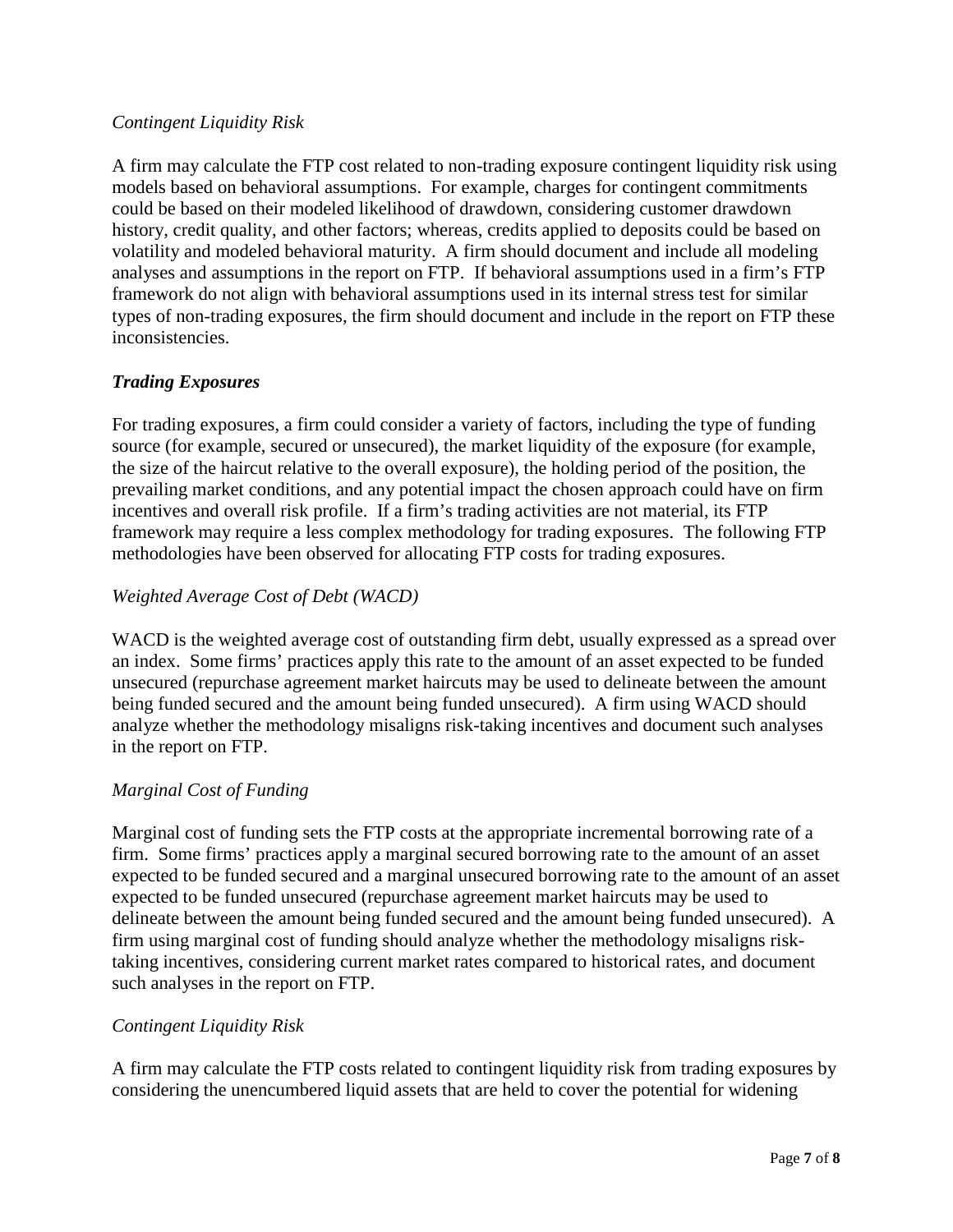*Contingent Liquidity Risk*

A firm may calculate the FTP cost related to non-trading exposure contingent liquidity risk using models based on behavioral assumptions. For example, charges for contingent commitments could be based on their modeled likelihood of drawdown, considering customer drawdown history, credit quality, and other factors; whereas, credits applied to deposits could be based on volatility and modeled behavioral maturity. A firm should document and include all modeling analyses and assumptions in the report on FTP. If behavioral assumptions used in a firm's FTP framework do not align with behavioral assumptions used in its internal stress test for similar types of non-trading exposures, the firm should document and include in the report on FTP these inconsistencies.

***Trading Exposures***

For trading exposures, a firm could consider a variety of factors, including the type of funding source (for example, secured or unsecured), the market liquidity of the exposure (for example, the size of the haircut relative to the overall exposure), the holding period of the position, the prevailing market conditions, and any potential impact the chosen approach could have on firm incentives and overall risk profile. If a firm's trading activities are not material, its FTP framework may require a less complex methodology for trading exposures. The following FTP methodologies have been observed for allocating FTP costs for trading exposures.

*Weighted Average Cost of Debt (WACD)*

WACD is the weighted average cost of outstanding firm debt, usually expressed as a spread over an index. Some firms' practices apply this rate to the amount of an asset expected to be funded unsecured (repurchase agreement market haircuts may be used to delineate between the amount being funded secured and the amount being funded unsecured). A firm using WACD should analyze whether the methodology misaligns risk-taking incentives and document such analyses in the report on FTP.

*Marginal Cost of Funding*

Marginal cost of funding sets the FTP costs at the appropriate incremental borrowing rate of a firm. Some firms' practices apply a marginal secured borrowing rate to the amount of an asset expected to be funded secured and a marginal unsecured borrowing rate to the amount of an asset expected to be funded unsecured (repurchase agreement market haircuts may be used to delineate between the amount being funded secured and the amount being funded unsecured). A firm using marginal cost of funding should analyze whether the methodology misaligns risk-taking incentives, considering current market rates compared to historical rates, and document such analyses in the report on FTP.

*Contingent Liquidity Risk*

A firm may calculate the FTP costs related to contingent liquidity risk from trading exposures by considering the unencumbered liquid assets that are held to cover the potential for widening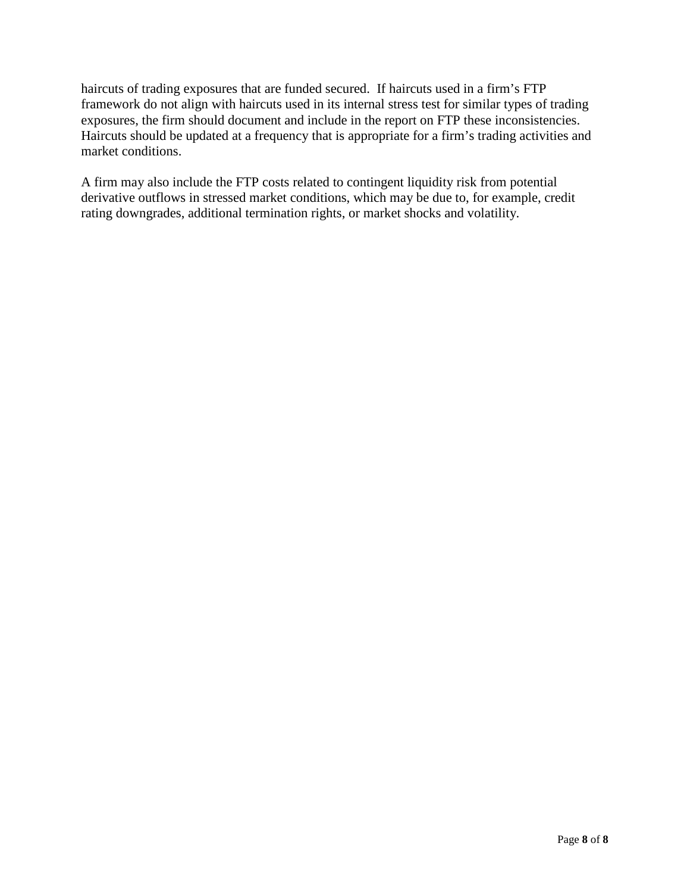haircuts of trading exposures that are funded secured. If haircuts used in a firm's FTP framework do not align with haircuts used in its internal stress test for similar types of trading exposures, the firm should document and include in the report on FTP these inconsistencies. Haircuts should be updated at a frequency that is appropriate for a firm's trading activities and market conditions.

A firm may also include the FTP costs related to contingent liquidity risk from potential derivative outflows in stressed market conditions, which may be due to, for example, credit rating downgrades, additional termination rights, or market shocks and volatility.